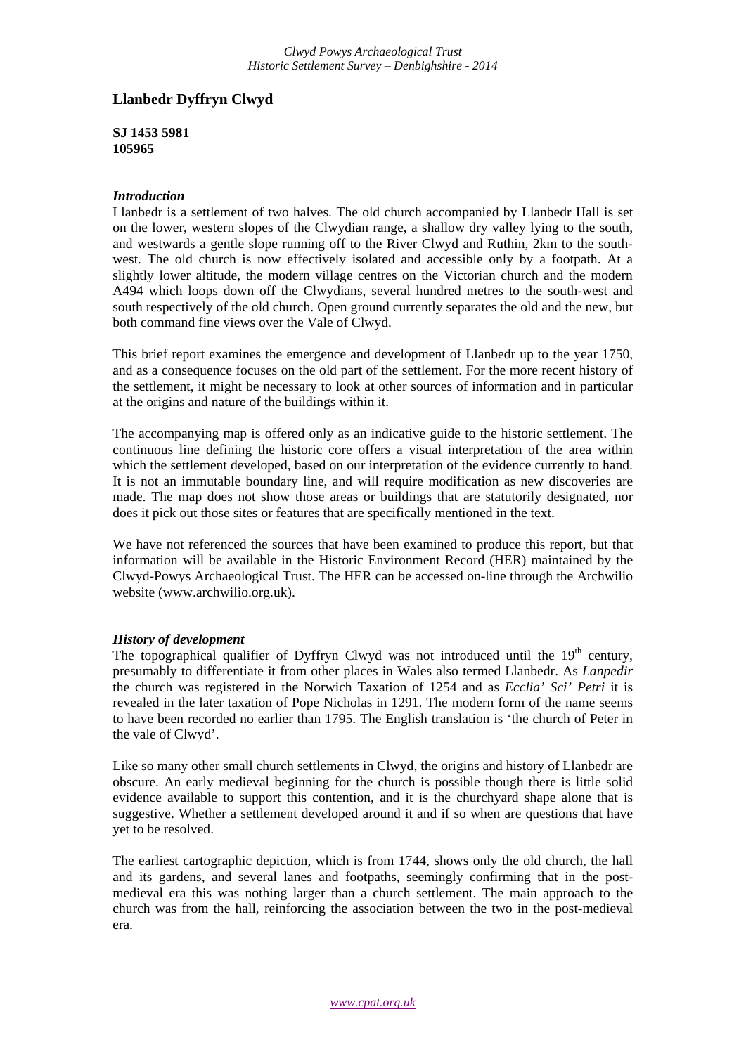# Llanbedr Dyffryn Clwyd

**SJ 1453 5981**
**105965**

### *Introduction*

Llanbedr is a settlement of two halves. The old church accompanied by Llanbedr Hall is set on the lower, western slopes of the Clwydian range, a shallow dry valley lying to the south, and westwards a gentle slope running off to the River Clwyd and Ruthin, 2km to the south-west. The old church is now effectively isolated and accessible only by a footpath. At a slightly lower altitude, the modern village centres on the Victorian church and the modern A494 which loops down off the Clwydians, several hundred metres to the south-west and south respectively of the old church. Open ground currently separates the old and the new, but both command fine views over the Vale of Clwyd.

This brief report examines the emergence and development of Llanbedr up to the year 1750, and as a consequence focuses on the old part of the settlement. For the more recent history of the settlement, it might be necessary to look at other sources of information and in particular at the origins and nature of the buildings within it.

The accompanying map is offered only as an indicative guide to the historic settlement. The continuous line defining the historic core offers a visual interpretation of the area within which the settlement developed, based on our interpretation of the evidence currently to hand. It is not an immutable boundary line, and will require modification as new discoveries are made. The map does not show those areas or buildings that are statutorily designated, nor does it pick out those sites or features that are specifically mentioned in the text.

We have not referenced the sources that have been examined to produce this report, but that information will be available in the Historic Environment Record (HER) maintained by the Clwyd-Powys Archaeological Trust. The HER can be accessed on-line through the Archwilio website (www.archwilio.org.uk).

### *History of development*

The topographical qualifier of Dyffryn Clwyd was not introduced until the 19th century, presumably to differentiate it from other places in Wales also termed Llanbedr. As *Lanpedir* the church was registered in the Norwich Taxation of 1254 and as *Ecclia' Sci' Petri* it is revealed in the later taxation of Pope Nicholas in 1291. The modern form of the name seems to have been recorded no earlier than 1795. The English translation is 'the church of Peter in the vale of Clwyd'.

Like so many other small church settlements in Clwyd, the origins and history of Llanbedr are obscure. An early medieval beginning for the church is possible though there is little solid evidence available to support this contention, and it is the churchyard shape alone that is suggestive. Whether a settlement developed around it and if so when are questions that have yet to be resolved.

The earliest cartographic depiction, which is from 1744, shows only the old church, the hall and its gardens, and several lanes and footpaths, seemingly confirming that in the post-medieval era this was nothing larger than a church settlement. The main approach to the church was from the hall, reinforcing the association between the two in the post-medieval era.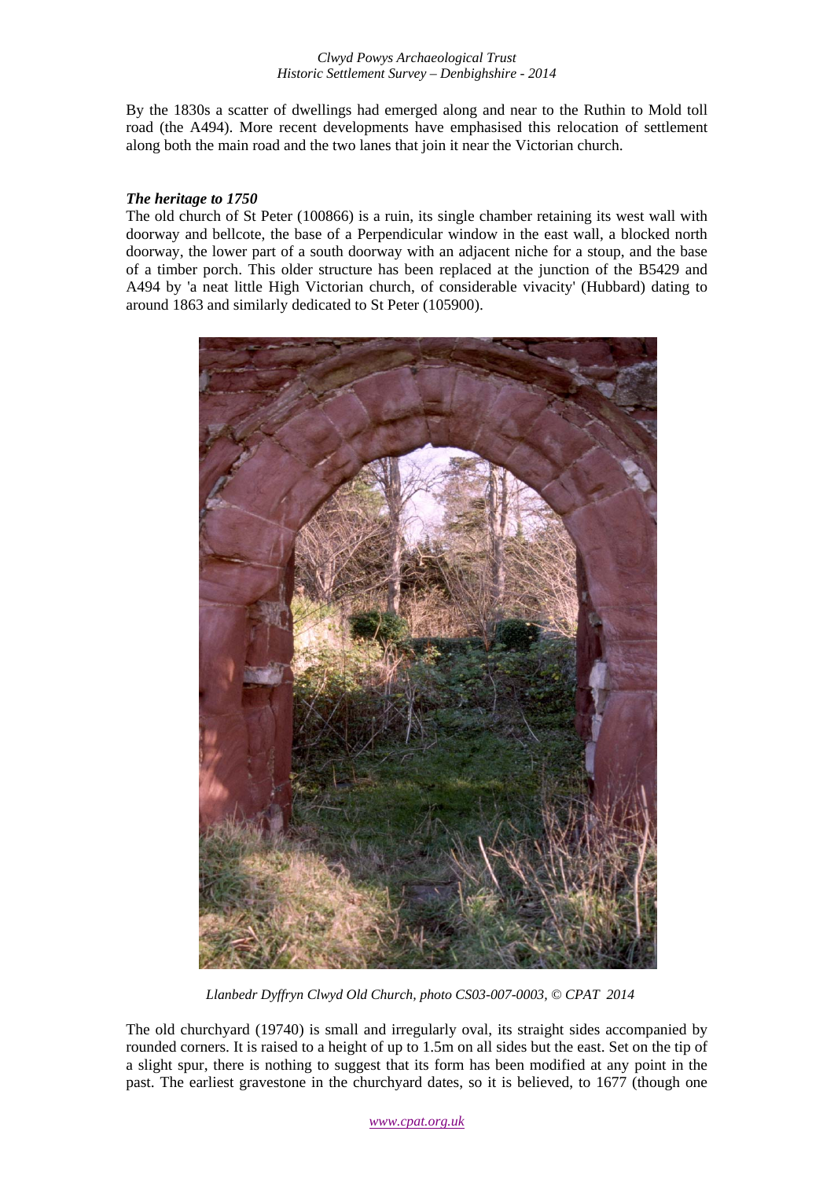By the 1830s a scatter of dwellings had emerged along and near to the Ruthin to Mold toll road (the A494). More recent developments have emphasised this relocation of settlement along both the main road and the two lanes that join it near the Victorian church.

### *The heritage to 1750*

The old church of St Peter (100866) is a ruin, its single chamber retaining its west wall with doorway and bellcote, the base of a Perpendicular window in the east wall, a blocked north doorway, the lower part of a south doorway with an adjacent niche for a stoup, and the base of a timber porch. This older structure has been replaced at the junction of the B5429 and A494 by 'a neat little High Victorian church, of considerable vivacity' (Hubbard) dating to around 1863 and similarly dedicated to St Peter (105900).

*Llanbedr Dyffryn Clwyd Old Church, photo CS03-007-0003, © CPAT 2014*

The old churchyard (19740) is small and irregularly oval, its straight sides accompanied by rounded corners. It is raised to a height of up to 1.5m on all sides but the east. Set on the tip of a slight spur, there is nothing to suggest that its form has been modified at any point in the past. The earliest gravestone in the churchyard dates, so it is believed, to 1677 (though one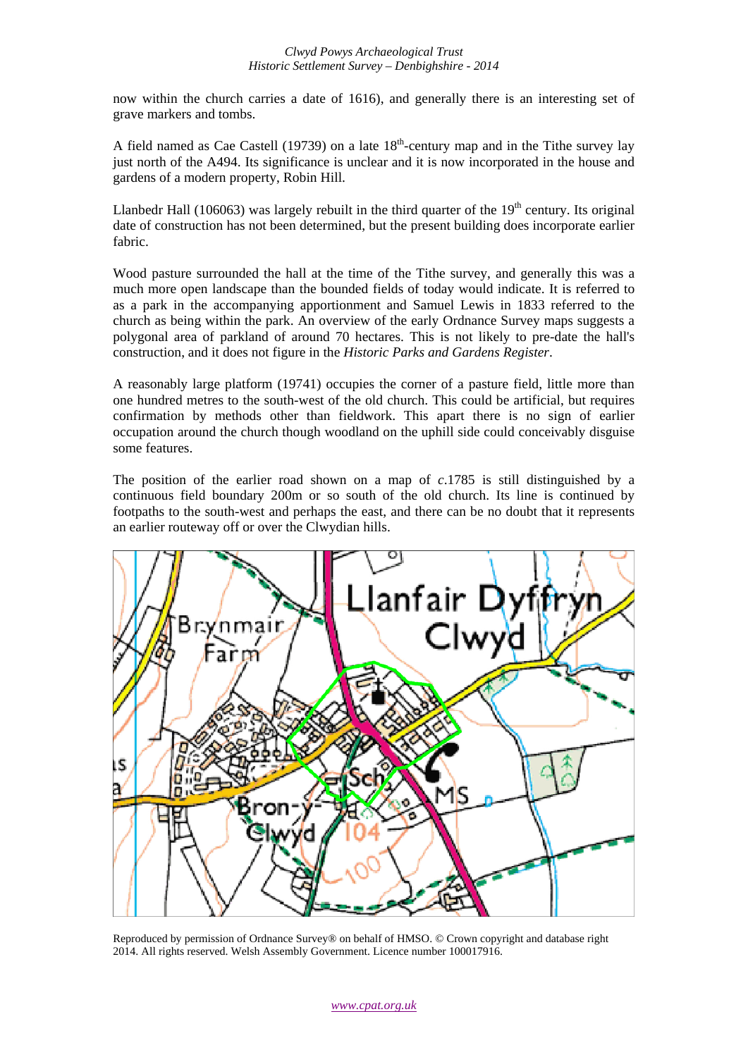now within the church carries a date of 1616), and generally there is an interesting set of grave markers and tombs.

A field named as Cae Castell (19739) on a late 18th-century map and in the Tithe survey lay just north of the A494. Its significance is unclear and it is now incorporated in the house and gardens of a modern property, Robin Hill.

Llanbedr Hall (106063) was largely rebuilt in the third quarter of the 19th century. Its original date of construction has not been determined, but the present building does incorporate earlier fabric.

Wood pasture surrounded the hall at the time of the Tithe survey, and generally this was a much more open landscape than the bounded fields of today would indicate. It is referred to as a park in the accompanying apportionment and Samuel Lewis in 1833 referred to the church as being within the park. An overview of the early Ordnance Survey maps suggests a polygonal area of parkland of around 70 hectares. This is not likely to pre-date the hall's construction, and it does not figure in the *Historic Parks and Gardens Register*.

A reasonably large platform (19741) occupies the corner of a pasture field, little more than one hundred metres to the south-west of the old church. This could be artificial, but requires confirmation by methods other than fieldwork. This apart there is no sign of earlier occupation around the church though woodland on the uphill side could conceivably disguise some features.

The position of the earlier road shown on a map of *c*.1785 is still distinguished by a continuous field boundary 200m or so south of the old church. Its line is continued by footpaths to the south-west and perhaps the east, and there can be no doubt that it represents an earlier routeway off or over the Clwydian hills.

Llanfair Dyffryn Clwyd
Brynmair Farm
Bron-y-Clwyd
Sch
MS
104
100

Reproduced by permission of Ordnance Survey® on behalf of HMSO. © Crown copyright and database right 2014. All rights reserved. Welsh Assembly Government. Licence number 100017916.